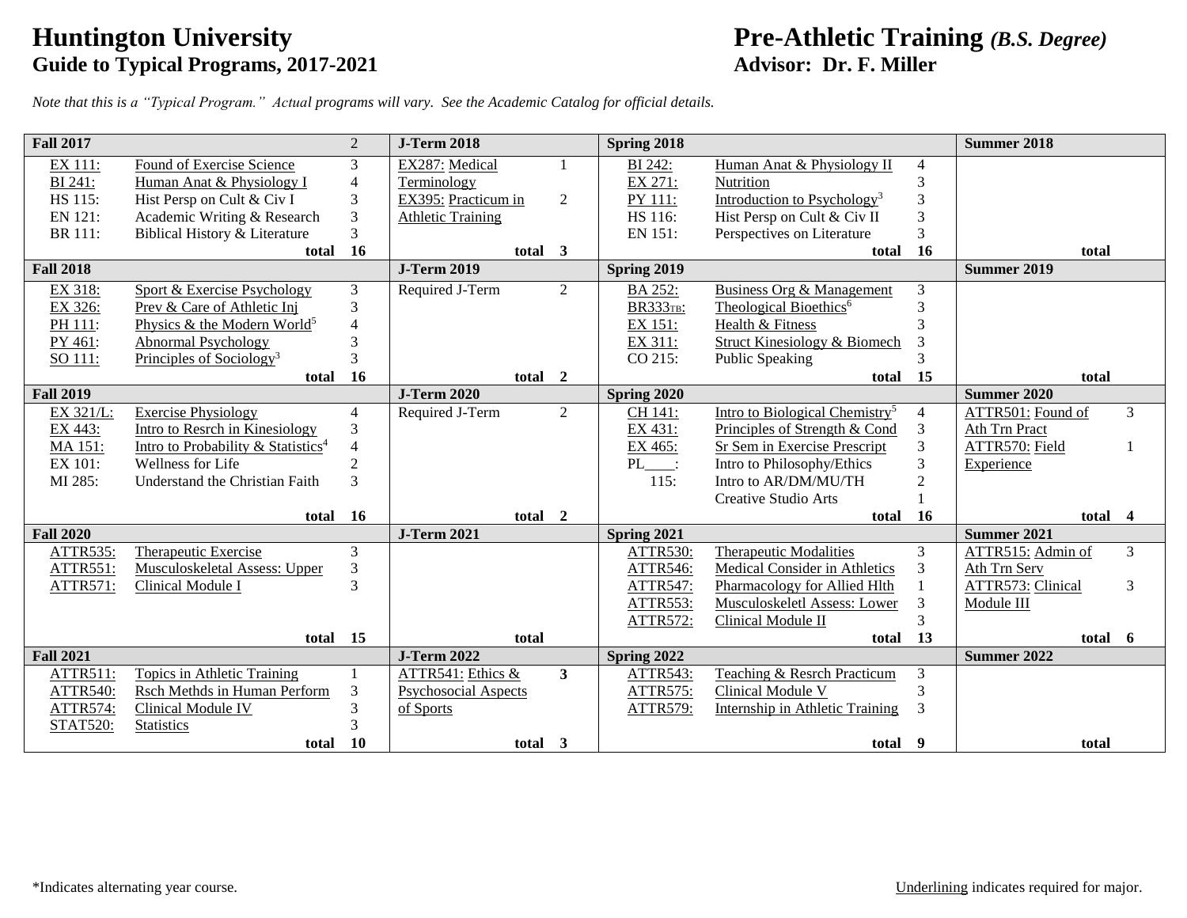# Huntington University
## Guide to Typical Programs, 2017-2021

# Pre-Athletic Training *(B.S. Degree)*
## Advisor: Dr. F. Miller

*Note that this is a "Typical Program." Actual programs will vary. See the Academic Catalog for official details.*

| Fall 2017 | | 2 | J-Term 2018 | | Spring 2018 | | | Summer 2018 | |
|---|---|---|---|---|---|---|---|---|---|
| EX 111: | Found of Exercise Science | 3 | EX287: Medical Terminology | 1 | BI 242: | Human Anat & Physiology II | 4 | | |
| BI 241: | Human Anat & Physiology I | 4 | EX395: Practicum in Athletic Training | 2 | EX 271: | Nutrition | 3 | | |
| HS 115: | Hist Persp on Cult & Civ I | 3 | | | PY 111: | Introduction to Psychology[3] | 3 | | |
| EN 121: | Academic Writing & Research | 3 | | | HS 116: | Hist Persp on Cult & Civ II | 3 | | |
| BR 111: | Biblical History & Literature | 3 | | | EN 151: | Perspectives on Literature | 3 | | |
| | **total** | **16** | **total** | **3** | | **total** | **16** | **total** | |
| **Fall 2018** | | | **J-Term 2019** | | **Spring 2019** | | | **Summer 2019** | |
| EX 318: | Sport & Exercise Psychology | 3 | Required J-Term | 2 | BA 252: | Business Org & Management | 3 | | |
| EX 326: | Prev & Care of Athletic Inj | 3 | | | BR333TB: | Theological Bioethics[6] | 3 | | |
| PH 111: | Physics & the Modern World[5] | 4 | | | EX 151: | Health & Fitness | 3 | | |
| PY 461: | Abnormal Psychology | 3 | | | EX 311: | Struct Kinesiology & Biomech | 3 | | |
| SO 111: | Principles of Sociology[3] | 3 | | | CO 215: | Public Speaking | 3 | | |
| | **total** | **16** | **total** | **2** | | **total** | **15** | **total** | |
| **Fall 2019** | | | **J-Term 2020** | | **Spring 2020** | | | **Summer 2020** | |
| EX 321/L: | Exercise Physiology | 4 | Required J-Term | 2 | CH 141: | Intro to Biological Chemistry[5] | 4 | ATTR501: Found of Ath Trn Pract | 3 |
| EX 443: | Intro to Resrch in Kinesiology | 3 | | | EX 431: | Principles of Strength & Cond | 3 | ATTR570: Field Experience | 1 |
| MA 151: | Intro to Probability & Statistics[4] | 4 | | | EX 465: | Sr Sem in Exercise Prescript | 3 | | |
| EX 101: | Wellness for Life | 2 | | | PL____: | Intro to Philosophy/Ethics | 3 | | |
| MI 285: | Understand the Christian Faith | 3 | | | 115: | Intro to AR/DM/MU/TH | 2 | | |
| | | | | | | Creative Studio Arts | 1 | | |
| | **total** | **16** | **total** | **2** | | **total** | **16** | **total** | **4** |
| **Fall 2020** | | | **J-Term 2021** | | **Spring 2021** | | | **Summer 2021** | |
| ATTR535: | Therapeutic Exercise | 3 | | | ATTR530: | Therapeutic Modalities | 3 | ATTR515: Admin of Ath Trn Serv | 3 |
| ATTR551: | Musculoskeletal Assess: Upper | 3 | | | ATTR546: | Medical Consider in Athletics | 3 | ATTR573: Clinical Module III | 3 |
| ATTR571: | Clinical Module I | 3 | | | ATTR547: | Pharmacology for Allied Hlth | 1 | | |
| | | | | | ATTR553: | Musculoskeletl Assess: Lower | 3 | | |
| | | | | | ATTR572: | Clinical Module II | 3 | | |
| | **total** | **15** | **total** | | | **total** | **13** | **total** | **6** |
| **Fall 2021** | | | **J-Term 2022** | | **Spring 2022** | | | **Summer 2022** | |
| ATTR511: | Topics in Athletic Training | 1 | ATTR541: Ethics & Psychosocial Aspects of Sports | **3** | ATTR543: | Teaching & Resrch Practicum | 3 | | |
| ATTR540: | Rsch Methds in Human Perform | 3 | | | ATTR575: | Clinical Module V | 3 | | |
| ATTR574: | Clinical Module IV | 3 | | | ATTR579: | Internship in Athletic Training | 3 | | |
| STAT520: | Statistics | 3 | | | | | | | |
| | **total** | **10** | **total** | **3** | | **total** | **9** | **total** | |

*Indicates alternating year course.

Underlining indicates required for major.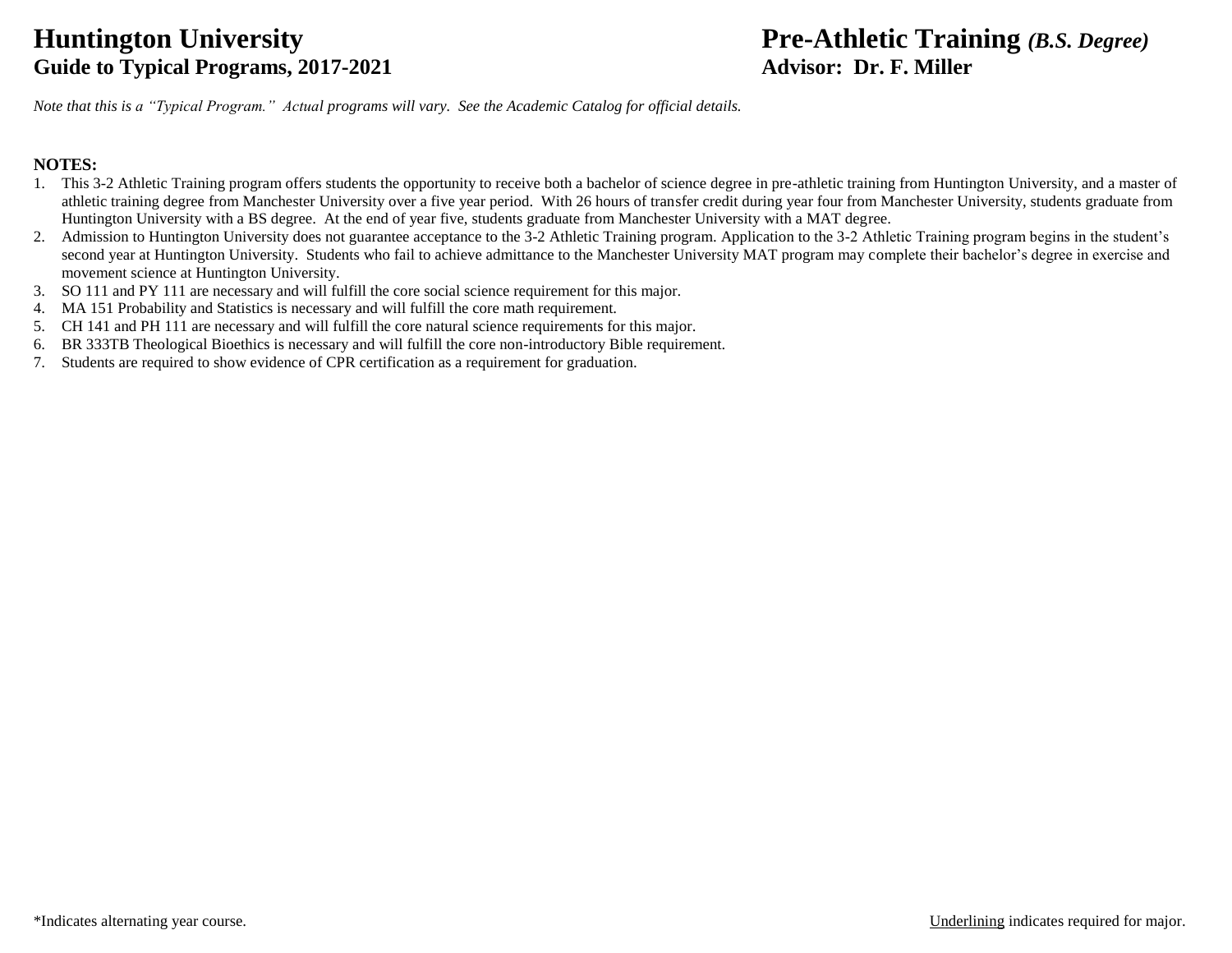# Huntington University
## Guide to Typical Programs, 2017-2021

# Pre-Athletic Training *(B.S. Degree)*
## Advisor: Dr. F. Miller

*Note that this is a "Typical Program." Actual programs will vary. See the Academic Catalog for official details.*

**NOTES:**

1. This 3-2 Athletic Training program offers students the opportunity to receive both a bachelor of science degree in pre-athletic training from Huntington University, and a master of athletic training degree from Manchester University over a five year period. With 26 hours of transfer credit during year four from Manchester University, students graduate from Huntington University with a BS degree. At the end of year five, students graduate from Manchester University with a MAT degree.
2. Admission to Huntington University does not guarantee acceptance to the 3-2 Athletic Training program. Application to the 3-2 Athletic Training program begins in the student's second year at Huntington University. Students who fail to achieve admittance to the Manchester University MAT program may complete their bachelor's degree in exercise and movement science at Huntington University.
3. SO 111 and PY 111 are necessary and will fulfill the core social science requirement for this major.
4. MA 151 Probability and Statistics is necessary and will fulfill the core math requirement.
5. CH 141 and PH 111 are necessary and will fulfill the core natural science requirements for this major.
6. BR 333TB Theological Bioethics is necessary and will fulfill the core non-introductory Bible requirement.
7. Students are required to show evidence of CPR certification as a requirement for graduation.

*Indicates alternating year course.

Underlining indicates required for major.